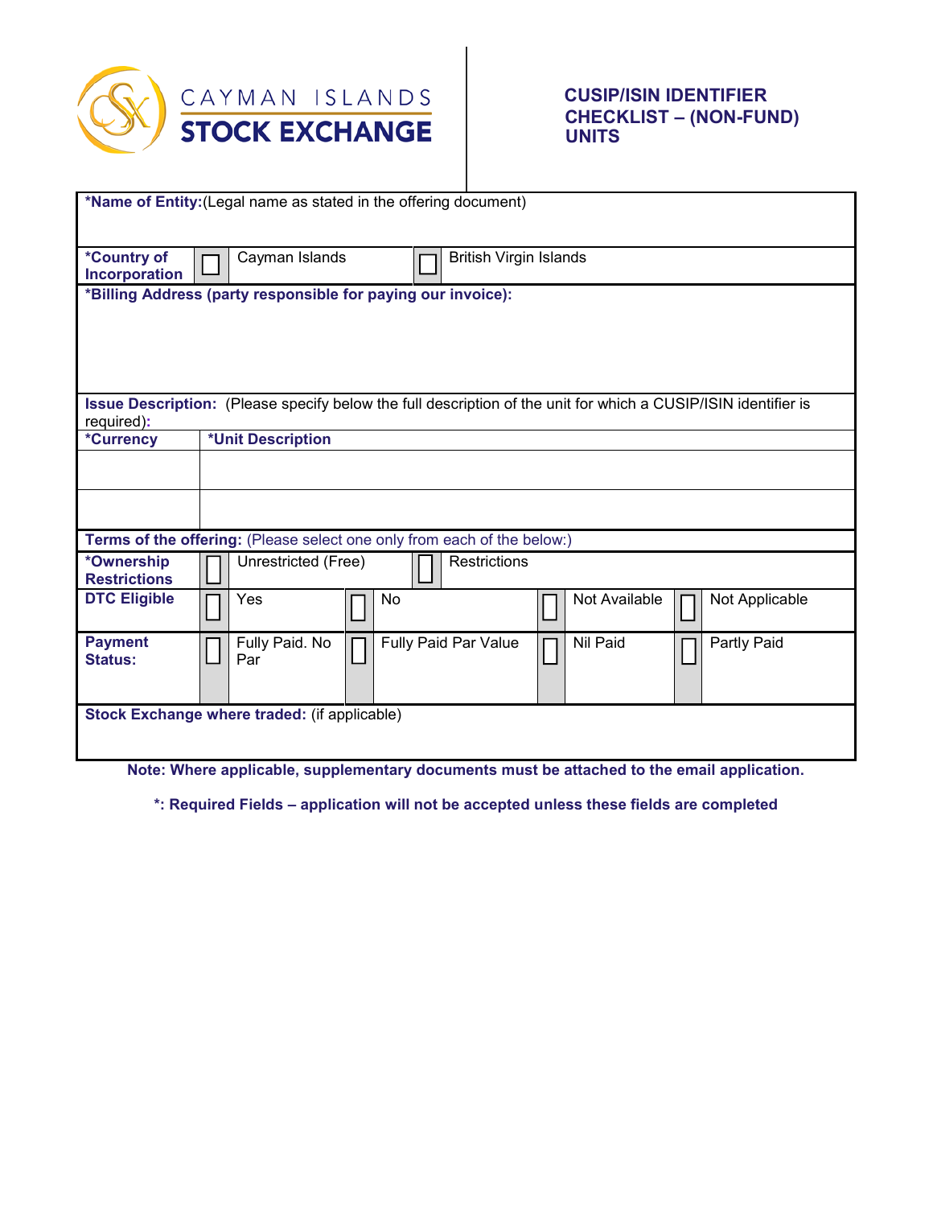CAYMAN ISLANDS STOCK EXCHANGE

# CUSIP/ISIN IDENTIFIER CHECKLIST – (NON-FUND) UNITS

**\*Name of Entity:**(Legal name as stated in the offering document)

| **\*Country of Incorporation** | ☐ | Cayman Islands | ☐ | British Virgin Islands |
|---|---|---|---|---|

**\*Billing Address (party responsible for paying our invoice):**

**Issue Description:** (Please specify below the full description of the unit for which a CUSIP/ISIN identifier is required):

| **\*Currency** | **\*Unit Description** |
|---|---|
| | |
| | |

**Terms of the offering:** (Please select one only from each of the below:)

| | | | | | | | | |
|---|---|---|---|---|---|---|---|---|
| **\*Ownership Restrictions** | ☐ | Unrestricted (Free) | ☐ | Restrictions | | | | |
| **DTC Eligible** | ☐ | Yes | ☐ | No | ☐ | Not Available | ☐ | Not Applicable |
| **Payment Status:** | ☐ | Fully Paid. No Par | ☐ | Fully Paid Par Value | ☐ | Nil Paid | ☐ | Partly Paid |

**Stock Exchange where traded:** (if applicable)

**Note: Where applicable, supplementary documents must be attached to the email application.**

**\*: Required Fields – application will not be accepted unless these fields are completed**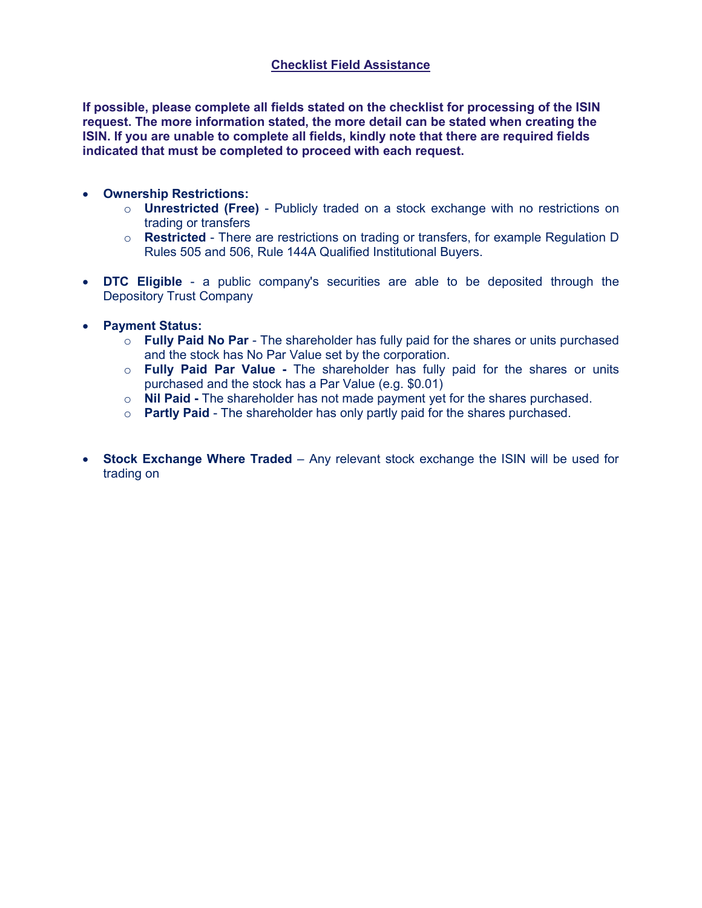## Checklist Field Assistance

**If possible, please complete all fields stated on the checklist for processing of the ISIN request. The more information stated, the more detail can be stated when creating the ISIN. If you are unable to complete all fields, kindly note that there are required fields indicated that must be completed to proceed with each request.**

- **Ownership Restrictions:**
  - **Unrestricted (Free)** - Publicly traded on a stock exchange with no restrictions on trading or transfers
  - **Restricted** - There are restrictions on trading or transfers, for example Regulation D Rules 505 and 506, Rule 144A Qualified Institutional Buyers.

- **DTC Eligible** - a public company's securities are able to be deposited through the Depository Trust Company

- **Payment Status:**
  - **Fully Paid No Par** - The shareholder has fully paid for the shares or units purchased and the stock has No Par Value set by the corporation.
  - **Fully Paid Par Value -** The shareholder has fully paid for the shares or units purchased and the stock has a Par Value (e.g. $0.01)
  - **Nil Paid -** The shareholder has not made payment yet for the shares purchased.
  - **Partly Paid** - The shareholder has only partly paid for the shares purchased.

- **Stock Exchange Where Traded** – Any relevant stock exchange the ISIN will be used for trading on